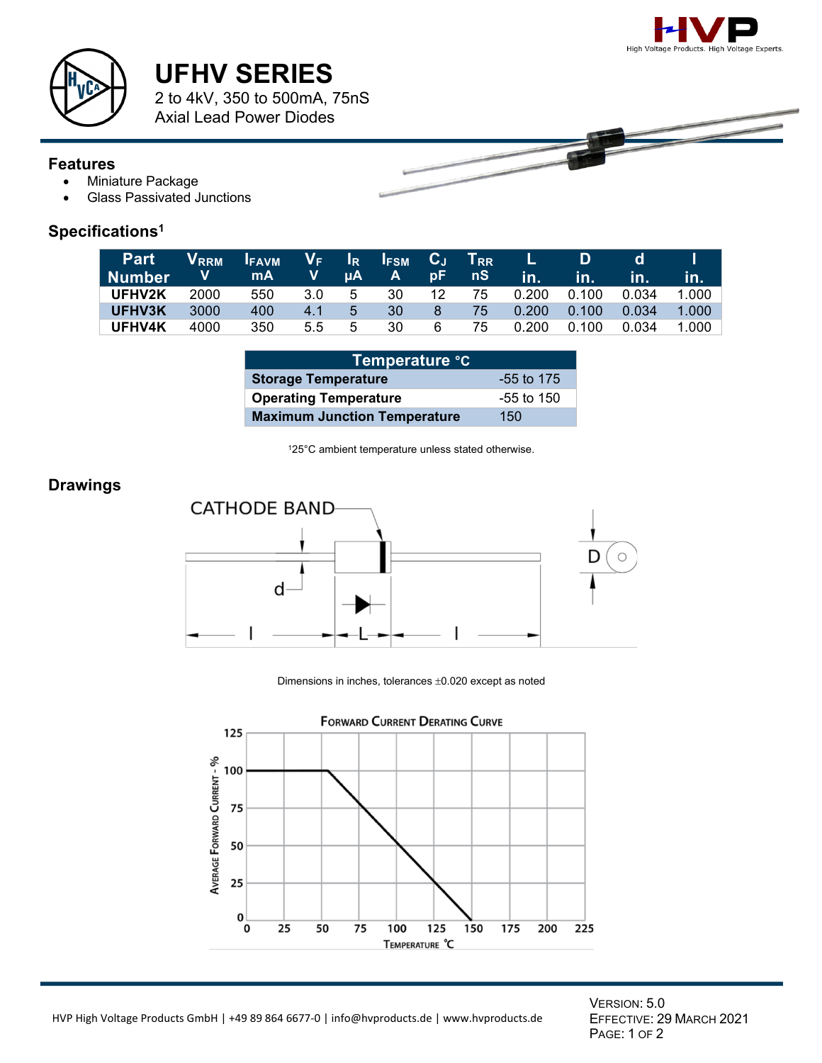# UFHV SERIES

2 to 4kV, 350 to 500mA, 75nS
Axial Lead Power Diodes

## Features

- Miniature Package
- Glass Passivated Junctions

## Specifications[1]

| Part Number | $V_{RRM}$ V | $I_{FAVM}$ mA | $V_F$ V | $I_R$ μA | $I_{FSM}$ A | $C_J$ pF | $T_{RR}$ nS | L in. | D in. | d in. | l in. |
|---|---|---|---|---|---|---|---|---|---|---|---|
| UFHV2K | 2000 | 550 | 3.0 | 5 | 30 | 12 | 75 | 0.200 | 0.100 | 0.034 | 1.000 |
| UFHV3K | 3000 | 400 | 4.1 | 5 | 30 | 8 | 75 | 0.200 | 0.100 | 0.034 | 1.000 |
| UFHV4K | 4000 | 350 | 5.5 | 5 | 30 | 6 | 75 | 0.200 | 0.100 | 0.034 | 1.000 |

| Temperature °C | |
|---|---|
| Storage Temperature | -55 to 175 |
| Operating Temperature | -55 to 150 |
| Maximum Junction Temperature | 150 |

[1]25°C ambient temperature unless stated otherwise.

## Drawings

CATHODE BAND

Dimensions in inches, tolerances ±0.020 except as noted

FORWARD CURRENT DERATING CURVE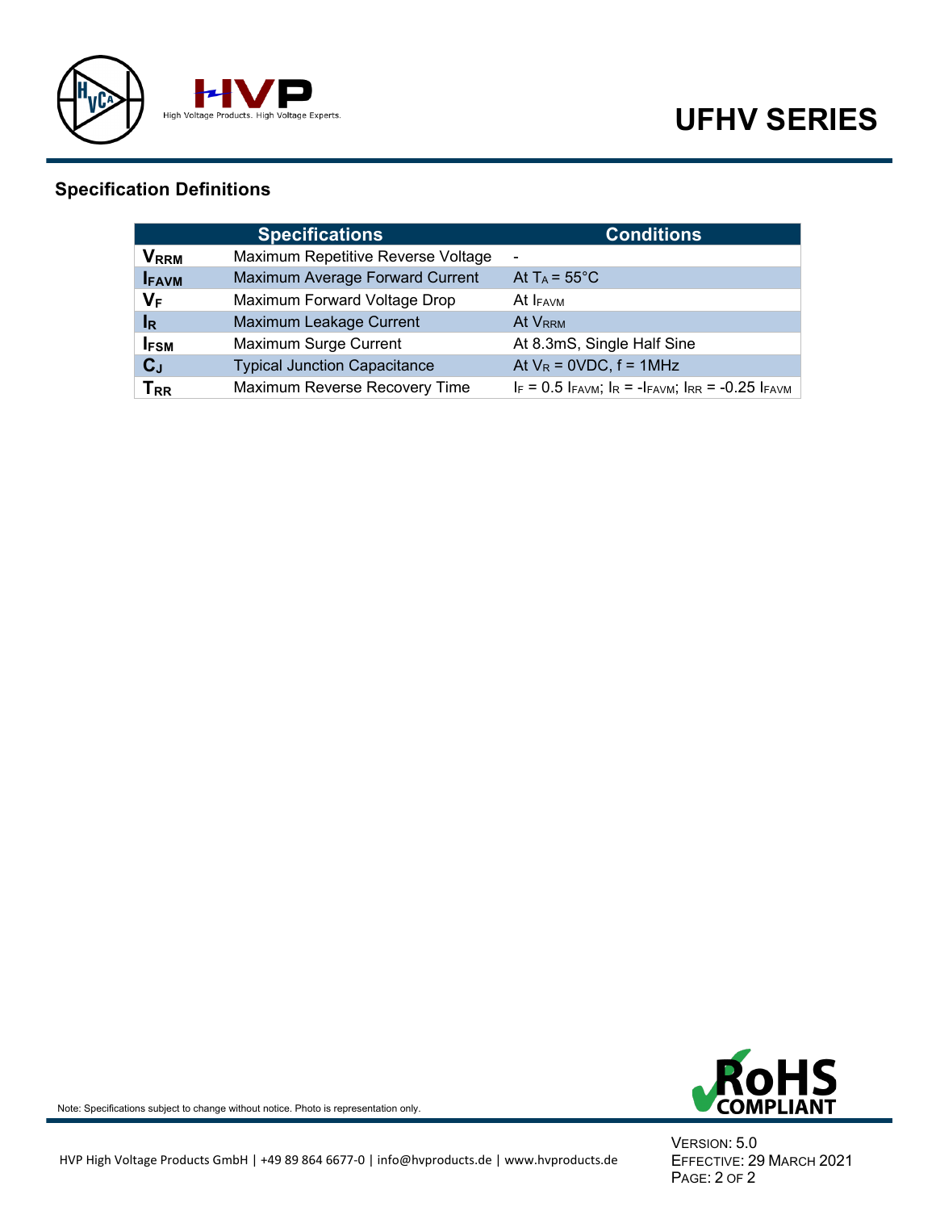## Specification Definitions

| | Specifications | Conditions |
|---|---|---|
| $V_{RRM}$ | Maximum Repetitive Reverse Voltage | - |
| $I_{FAVM}$ | Maximum Average Forward Current | At $T_A$ = 55°C |
| $V_F$ | Maximum Forward Voltage Drop | At $I_{FAVM}$ |
| $I_R$ | Maximum Leakage Current | At $V_{RRM}$ |
| $I_{FSM}$ | Maximum Surge Current | At 8.3mS, Single Half Sine |
| $C_J$ | Typical Junction Capacitance | At $V_R$ = 0VDC, f = 1MHz |
| $T_{RR}$ | Maximum Reverse Recovery Time | $I_F$ = 0.5 $I_{FAVM}$; $I_R$ = -$I_{FAVM}$; $I_{RR}$ = -0.25 $I_{FAVM}$ |

Note: Specifications subject to change without notice. Photo is representation only.

RoHS COMPLIANT

HVP High Voltage Products GmbH | +49 89 864 6677-0 | info@hvproducts.de | www.hvproducts.de

VERSION: 5.0
EFFECTIVE: 29 MARCH 2021